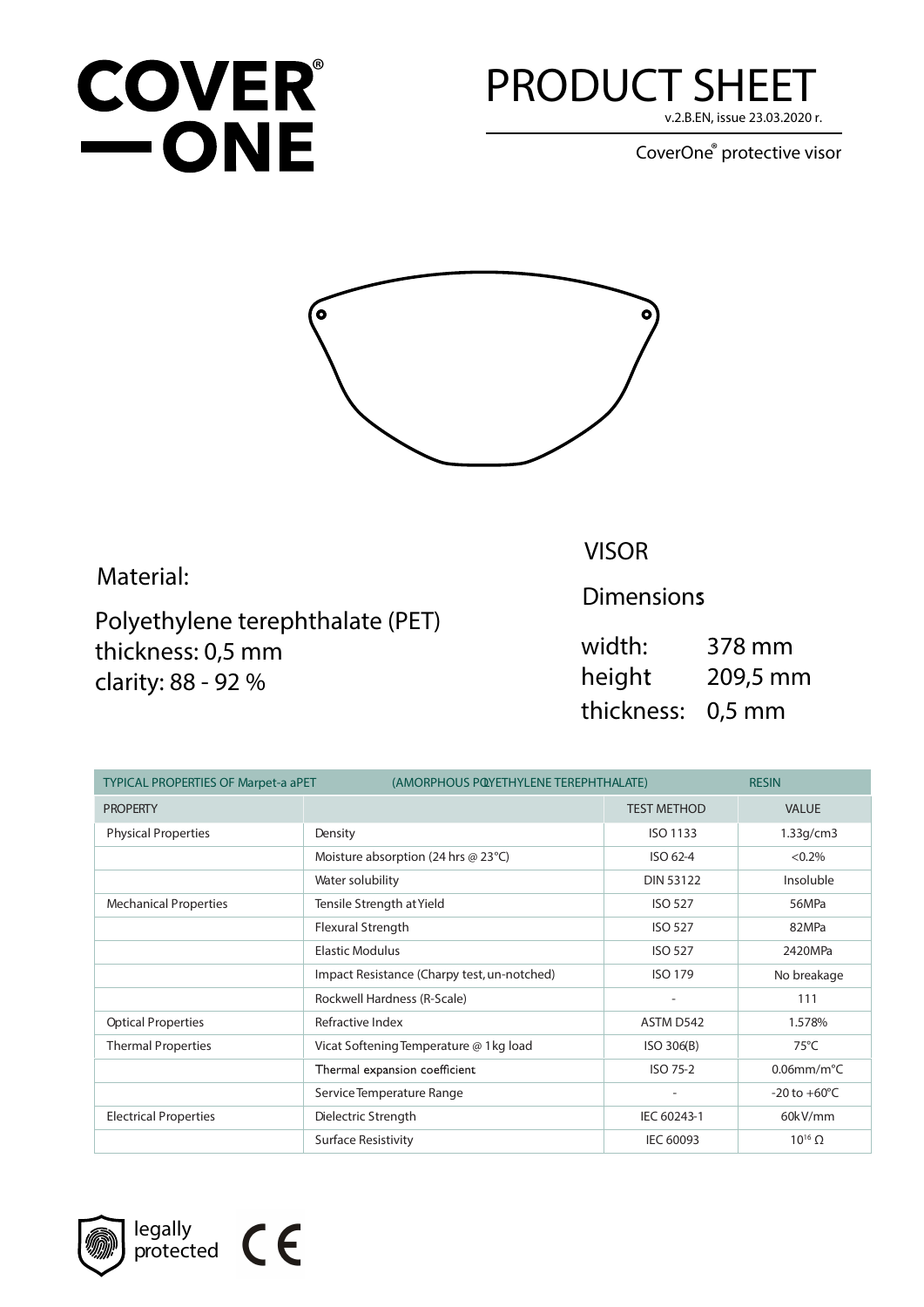# COVER ONE®

# PRODUCT SHEET

v.2.B.EN, issue 23.03.2020 r.

CoverOne® protective visor

Material:

Polyethylene terephthalate (PET)
thickness: 0,5 mm
clarity: 88 - 92 %

## VISOR

Dimensions

width: 378 mm
height 209,5 mm
thickness: 0,5 mm

| TYPICAL PROPERTIES OF Marpet-a aPET (AMORPHOUS POLYETHYLENE TEREPHTHALATE) RESIN | | | |
|---|---|---|---|
| PROPERTY | | TEST METHOD | VALUE |
| Physical Properties | Density | ISO 1133 | 1.33g/cm3 |
| | Moisture absorption (24 hrs @ 23°C) | ISO 62-4 | <0.2% |
| | Water solubility | DIN 53122 | Insoluble |
| Mechanical Properties | Tensile Strength at Yield | ISO 527 | 56MPa |
| | Flexural Strength | ISO 527 | 82MPa |
| | Elastic Modulus | ISO 527 | 2420MPa |
| | Impact Resistance (Charpy test, un-notched) | ISO 179 | No breakage |
| | Rockwell Hardness (R-Scale) | - | 111 |
| Optical Properties | Refractive Index | ASTM D542 | 1.578% |
| Thermal Properties | Vicat Softening Temperature @ 1kg load | ISO 306(B) | 75°C |
| | Thermal expansion coefficient | ISO 75-2 | 0.06mm/m°C |
| | Service Temperature Range | - | -20 to +60°C |
| Electrical Properties | Dielectric Strength | IEC 60243-1 | 60kV/mm |
| | Surface Resistivity | IEC 60093 | $10^{16}$ Ω |

legally protected

CE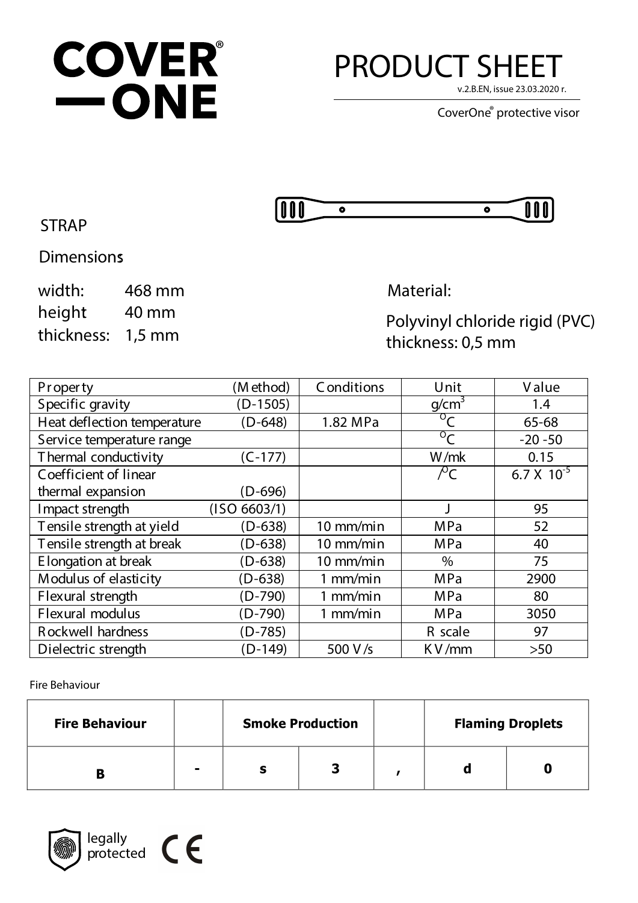# COVER ONE®

# PRODUCT SHEET

v.2.B.EN, issue 23.03.2020 r.

CoverOne® protective visor

STRAP

Dimensions

width: 468 mm
height 40 mm
thickness: 1,5 mm

Material:

Polyvinyl chloride rigid (PVC)
thickness: 0,5 mm

| Property (Method) | | Conditions | Unit | Value |
|---|---|---|---|---|
| Specific gravity | (D-1505) | | $g/cm^3$ | 1.4 |
| Heat deflection temperature | (D-648) | 1.82 MPa | $^oC$ | 65-68 |
| Service temperature range | | | $^oC$ | -20 -50 |
| Thermal conductivity | (C-177) | | W/mk | 0.15 |
| Coefficient of linear thermal expansion | (D-696) | | $/^oC$ | $6.7 \times 10^{-5}$ |
| Impact strength | (ISO 6603/1) | | J | 95 |
| Tensile strength at yield | (D-638) | 10 mm/min | MPa | 52 |
| Tensile strength at break | (D-638) | 10 mm/min | MPa | 40 |
| Elongation at break | (D-638) | 10 mm/min | % | 75 |
| Modulus of elasticity | (D-638) | 1 mm/min | MPa | 2900 |
| Flexural strength | (D-790) | 1 mm/min | MPa | 80 |
| Flexural modulus | (D-790) | 1 mm/min | MPa | 3050 |
| Rockwell hardness | (D-785) | | R scale | 97 |
| Dielectric strength | (D-149) | 500 V/s | KV/mm | >50 |

Fire Behaviour

| Fire Behaviour | | Smoke Production | | | Flaming Droplets | |
|---|---|---|---|---|---|---|
| B | - | s | 3 | , | d | 0 |

legally protected

CE